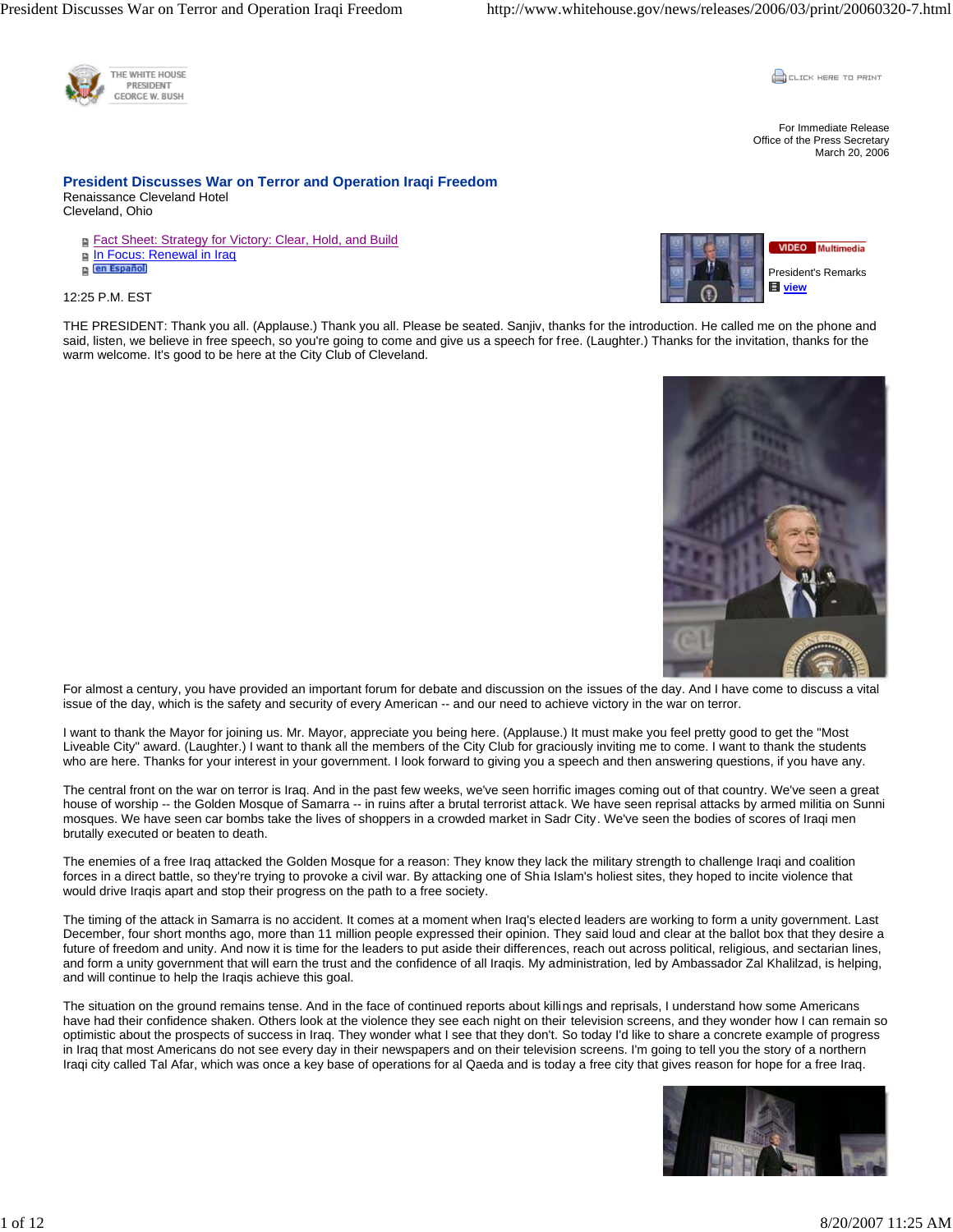For Immediate Release
Office of the Press Secretary
March 20, 2006

# President Discusses War on Terror and Operation Iraqi Freedom

Renaissance Cleveland Hotel
Cleveland, Ohio

- Fact Sheet: Strategy for Victory: Clear, Hold, and Build
- In Focus: Renewal in Iraq
- en Español

VIDEO Multimedia
President's Remarks
view

12:25 P.M. EST

THE PRESIDENT: Thank you all. (Applause.) Thank you all. Please be seated. Sanjiv, thanks for the introduction. He called me on the phone and said, listen, we believe in free speech, so you're going to come and give us a speech for free. (Laughter.) Thanks for the invitation, thanks for the warm welcome. It's good to be here at the City Club of Cleveland.

For almost a century, you have provided an important forum for debate and discussion on the issues of the day. And I have come to discuss a vital issue of the day, which is the safety and security of every American -- and our need to achieve victory in the war on terror.

I want to thank the Mayor for joining us. Mr. Mayor, appreciate you being here. (Applause.) It must make you feel pretty good to get the "Most Liveable City" award. (Laughter.) I want to thank all the members of the City Club for graciously inviting me to come. I want to thank the students who are here. Thanks for your interest in your government. I look forward to giving you a speech and then answering questions, if you have any.

The central front on the war on terror is Iraq. And in the past few weeks, we've seen horrific images coming out of that country. We've seen a great house of worship -- the Golden Mosque of Samarra -- in ruins after a brutal terrorist attack. We have seen reprisal attacks by armed militia on Sunni mosques. We have seen car bombs take the lives of shoppers in a crowded market in Sadr City. We've seen the bodies of scores of Iraqi men brutally executed or beaten to death.

The enemies of a free Iraq attacked the Golden Mosque for a reason: They know they lack the military strength to challenge Iraqi and coalition forces in a direct battle, so they're trying to provoke a civil war. By attacking one of Shia Islam's holiest sites, they hoped to incite violence that would drive Iraqis apart and stop their progress on the path to a free society.

The timing of the attack in Samarra is no accident. It comes at a moment when Iraq's elected leaders are working to form a unity government. Last December, four short months ago, more than 11 million people expressed their opinion. They said loud and clear at the ballot box that they desire a future of freedom and unity. And now it is time for the leaders to put aside their differences, reach out across political, religious, and sectarian lines, and form a unity government that will earn the trust and the confidence of all Iraqis. My administration, led by Ambassador Zal Khalilzad, is helping, and will continue to help the Iraqis achieve this goal.

The situation on the ground remains tense. And in the face of continued reports about killings and reprisals, I understand how some Americans have had their confidence shaken. Others look at the violence they see each night on their television screens, and they wonder how I can remain so optimistic about the prospects of success in Iraq. They wonder what I see that they don't. So today I'd like to share a concrete example of progress in Iraq that most Americans do not see every day in their newspapers and on their television screens. I'm going to tell you the story of a northern Iraqi city called Tal Afar, which was once a key base of operations for al Qaeda and is today a free city that gives reason for hope for a free Iraq.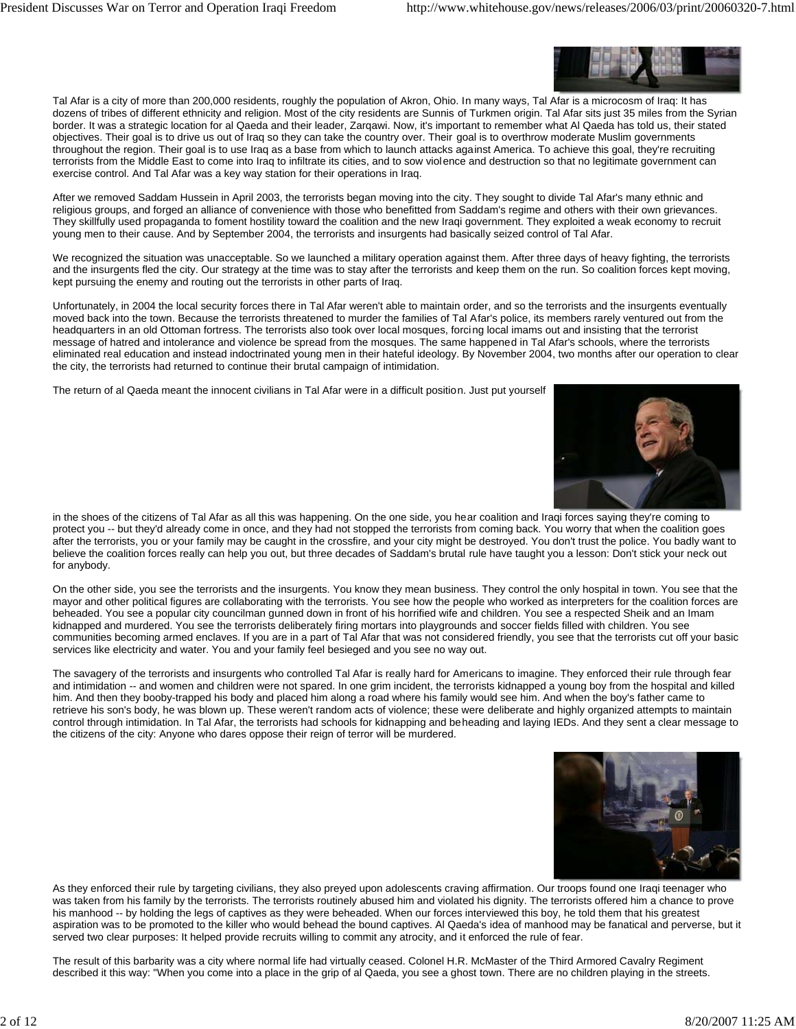Tal Afar is a city of more than 200,000 residents, roughly the population of Akron, Ohio. In many ways, Tal Afar is a microcosm of Iraq: It has dozens of tribes of different ethnicity and religion. Most of the city residents are Sunnis of Turkmen origin. Tal Afar sits just 35 miles from the Syrian border. It was a strategic location for al Qaeda and their leader, Zarqawi. Now, it's important to remember what Al Qaeda has told us, their stated objectives. Their goal is to drive us out of Iraq so they can take the country over. Their goal is to overthrow moderate Muslim governments throughout the region. Their goal is to use Iraq as a base from which to launch attacks against America. To achieve this goal, they're recruiting terrorists from the Middle East to come into Iraq to infiltrate its cities, and to sow violence and destruction so that no legitimate government can exercise control. And Tal Afar was a key way station for their operations in Iraq.

After we removed Saddam Hussein in April 2003, the terrorists began moving into the city. They sought to divide Tal Afar's many ethnic and religious groups, and forged an alliance of convenience with those who benefitted from Saddam's regime and others with their own grievances. They skillfully used propaganda to foment hostility toward the coalition and the new Iraqi government. They exploited a weak economy to recruit young men to their cause. And by September 2004, the terrorists and insurgents had basically seized control of Tal Afar.

We recognized the situation was unacceptable. So we launched a military operation against them. After three days of heavy fighting, the terrorists and the insurgents fled the city. Our strategy at the time was to stay after the terrorists and keep them on the run. So coalition forces kept moving, kept pursuing the enemy and routing out the terrorists in other parts of Iraq.

Unfortunately, in 2004 the local security forces there in Tal Afar weren't able to maintain order, and so the terrorists and the insurgents eventually moved back into the town. Because the terrorists threatened to murder the families of Tal Afar's police, its members rarely ventured out from the headquarters in an old Ottoman fortress. The terrorists also took over local mosques, forcing local imams out and insisting that the terrorist message of hatred and intolerance and violence be spread from the mosques. The same happened in Tal Afar's schools, where the terrorists eliminated real education and instead indoctrinated young men in their hateful ideology. By November 2004, two months after our operation to clear the city, the terrorists had returned to continue their brutal campaign of intimidation.

The return of al Qaeda meant the innocent civilians in Tal Afar were in a difficult position. Just put yourself in the shoes of the citizens of Tal Afar as all this was happening. On the one side, you hear coalition and Iraqi forces saying they're coming to protect you -- but they'd already come in once, and they had not stopped the terrorists from coming back. You worry that when the coalition goes after the terrorists, you or your family may be caught in the crossfire, and your city might be destroyed. You don't trust the police. You badly want to believe the coalition forces really can help you out, but three decades of Saddam's brutal rule have taught you a lesson: Don't stick your neck out for anybody.

On the other side, you see the terrorists and the insurgents. You know they mean business. They control the only hospital in town. You see that the mayor and other political figures are collaborating with the terrorists. You see how the people who worked as interpreters for the coalition forces are beheaded. You see a popular city councilman gunned down in front of his horrified wife and children. You see a respected Sheik and an Imam kidnapped and murdered. You see the terrorists deliberately firing mortars into playgrounds and soccer fields filled with children. You see communities becoming armed enclaves. If you are in a part of Tal Afar that was not considered friendly, you see that the terrorists cut off your basic services like electricity and water. You and your family feel besieged and you see no way out.

The savagery of the terrorists and insurgents who controlled Tal Afar is really hard for Americans to imagine. They enforced their rule through fear and intimidation -- and women and children were not spared. In one grim incident, the terrorists kidnapped a young boy from the hospital and killed him. And then they booby-trapped his body and placed him along a road where his family would see him. And when the boy's father came to retrieve his son's body, he was blown up. These weren't random acts of violence; these were deliberate and highly organized attempts to maintain control through intimidation. In Tal Afar, the terrorists had schools for kidnapping and beheading and laying IEDs. And they sent a clear message to the citizens of the city: Anyone who dares oppose their reign of terror will be murdered.

As they enforced their rule by targeting civilians, they also preyed upon adolescents craving affirmation. Our troops found one Iraqi teenager who was taken from his family by the terrorists. The terrorists routinely abused him and violated his dignity. The terrorists offered him a chance to prove his manhood -- by holding the legs of captives as they were beheaded. When our forces interviewed this boy, he told them that his greatest aspiration was to be promoted to the killer who would behead the bound captives. Al Qaeda's idea of manhood may be fanatical and perverse, but it served two clear purposes: It helped provide recruits willing to commit any atrocity, and it enforced the rule of fear.

The result of this barbarity was a city where normal life had virtually ceased. Colonel H.R. McMaster of the Third Armored Cavalry Regiment described it this way: "When you come into a place in the grip of al Qaeda, you see a ghost town. There are no children playing in the streets.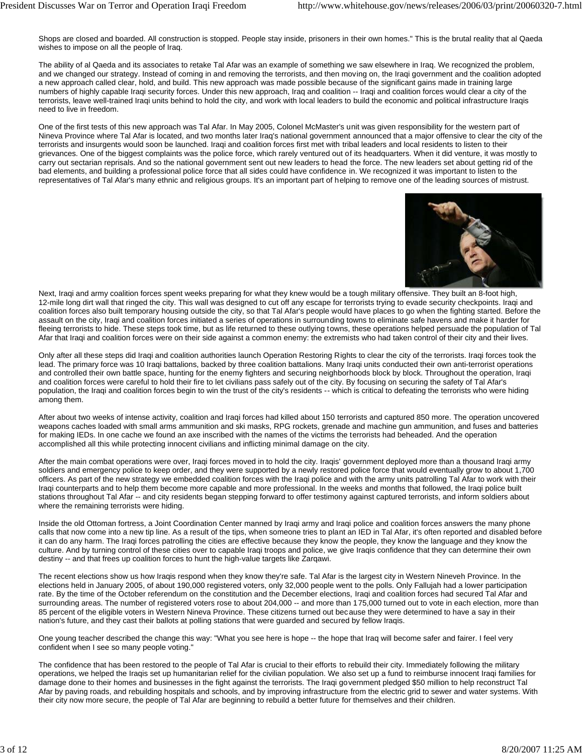Shops are closed and boarded. All construction is stopped. People stay inside, prisoners in their own homes." This is the brutal reality that al Qaeda wishes to impose on all the people of Iraq.

The ability of al Qaeda and its associates to retake Tal Afar was an example of something we saw elsewhere in Iraq. We recognized the problem, and we changed our strategy. Instead of coming in and removing the terrorists, and then moving on, the Iraqi government and the coalition adopted a new approach called clear, hold, and build. This new approach was made possible because of the significant gains made in training large numbers of highly capable Iraqi security forces. Under this new approach, Iraq and coalition -- Iraqi and coalition forces would clear a city of the terrorists, leave well-trained Iraqi units behind to hold the city, and work with local leaders to build the economic and political infrastructure Iraqis need to live in freedom.

One of the first tests of this new approach was Tal Afar. In May 2005, Colonel McMaster's unit was given responsibility for the western part of Nineva Province where Tal Afar is located, and two months later Iraq's national government announced that a major offensive to clear the city of the terrorists and insurgents would soon be launched. Iraqi and coalition forces first met with tribal leaders and local residents to listen to their grievances. One of the biggest complaints was the police force, which rarely ventured out of its headquarters. When it did venture, it was mostly to carry out sectarian reprisals. And so the national government sent out new leaders to head the force. The new leaders set about getting rid of the bad elements, and building a professional police force that all sides could have confidence in. We recognized it was important to listen to the representatives of Tal Afar's many ethnic and religious groups. It's an important part of helping to remove one of the leading sources of mistrust.

Next, Iraqi and army coalition forces spent weeks preparing for what they knew would be a tough military offensive. They built an 8-foot high, 12-mile long dirt wall that ringed the city. This wall was designed to cut off any escape for terrorists trying to evade security checkpoints. Iraqi and coalition forces also built temporary housing outside the city, so that Tal Afar's people would have places to go when the fighting started. Before the assault on the city, Iraqi and coalition forces initiated a series of operations in surrounding towns to eliminate safe havens and make it harder for fleeing terrorists to hide. These steps took time, but as life returned to these outlying towns, these operations helped persuade the population of Tal Afar that Iraqi and coalition forces were on their side against a common enemy: the extremists who had taken control of their city and their lives.

Only after all these steps did Iraqi and coalition authorities launch Operation Restoring Rights to clear the city of the terrorists. Iraqi forces took the lead. The primary force was 10 Iraqi battalions, backed by three coalition battalions. Many Iraqi units conducted their own anti-terrorist operations and controlled their own battle space, hunting for the enemy fighters and securing neighborhoods block by block. Throughout the operation, Iraqi and coalition forces were careful to hold their fire to let civilians pass safely out of the city. By focusing on securing the safety of Tal Afar's population, the Iraqi and coalition forces begin to win the trust of the city's residents -- which is critical to defeating the terrorists who were hiding among them.

After about two weeks of intense activity, coalition and Iraqi forces had killed about 150 terrorists and captured 850 more. The operation uncovered weapons caches loaded with small arms ammunition and ski masks, RPG rockets, grenade and machine gun ammunition, and fuses and batteries for making IEDs. In one cache we found an axe inscribed with the names of the victims the terrorists had beheaded. And the operation accomplished all this while protecting innocent civilians and inflicting minimal damage on the city.

After the main combat operations were over, Iraqi forces moved in to hold the city. Iraqis' government deployed more than a thousand Iraqi army soldiers and emergency police to keep order, and they were supported by a newly restored police force that would eventually grow to about 1,700 officers. As part of the new strategy we embedded coalition forces with the Iraqi police and with the army units patrolling Tal Afar to work with their Iraqi counterparts and to help them become more capable and more professional. In the weeks and months that followed, the Iraqi police built stations throughout Tal Afar -- and city residents began stepping forward to offer testimony against captured terrorists, and inform soldiers about where the remaining terrorists were hiding.

Inside the old Ottoman fortress, a Joint Coordination Center manned by Iraqi army and Iraqi police and coalition forces answers the many phone calls that now come into a new tip line. As a result of the tips, when someone tries to plant an IED in Tal Afar, it's often reported and disabled before it can do any harm. The Iraqi forces patrolling the cities are effective because they know the people, they know the language and they know the culture. And by turning control of these cities over to capable Iraqi troops and police, we give Iraqis confidence that they can determine their own destiny -- and that frees up coalition forces to hunt the high-value targets like Zarqawi.

The recent elections show us how Iraqis respond when they know they're safe. Tal Afar is the largest city in Western Nineveh Province. In the elections held in January 2005, of about 190,000 registered voters, only 32,000 people went to the polls. Only Fallujah had a lower participation rate. By the time of the October referendum on the constitution and the December elections, Iraqi and coalition forces had secured Tal Afar and surrounding areas. The number of registered voters rose to about 204,000 -- and more than 175,000 turned out to vote in each election, more than 85 percent of the eligible voters in Western Nineva Province. These citizens turned out because they were determined to have a say in their nation's future, and they cast their ballots at polling stations that were guarded and secured by fellow Iraqis.

One young teacher described the change this way: "What you see here is hope -- the hope that Iraq will become safer and fairer. I feel very confident when I see so many people voting."

The confidence that has been restored to the people of Tal Afar is crucial to their efforts to rebuild their city. Immediately following the military operations, we helped the Iraqis set up humanitarian relief for the civilian population. We also set up a fund to reimburse innocent Iraqi families for damage done to their homes and businesses in the fight against the terrorists. The Iraqi government pledged $50 million to help reconstruct Tal Afar by paving roads, and rebuilding hospitals and schools, and by improving infrastructure from the electric grid to sewer and water systems. With their city now more secure, the people of Tal Afar are beginning to rebuild a better future for themselves and their children.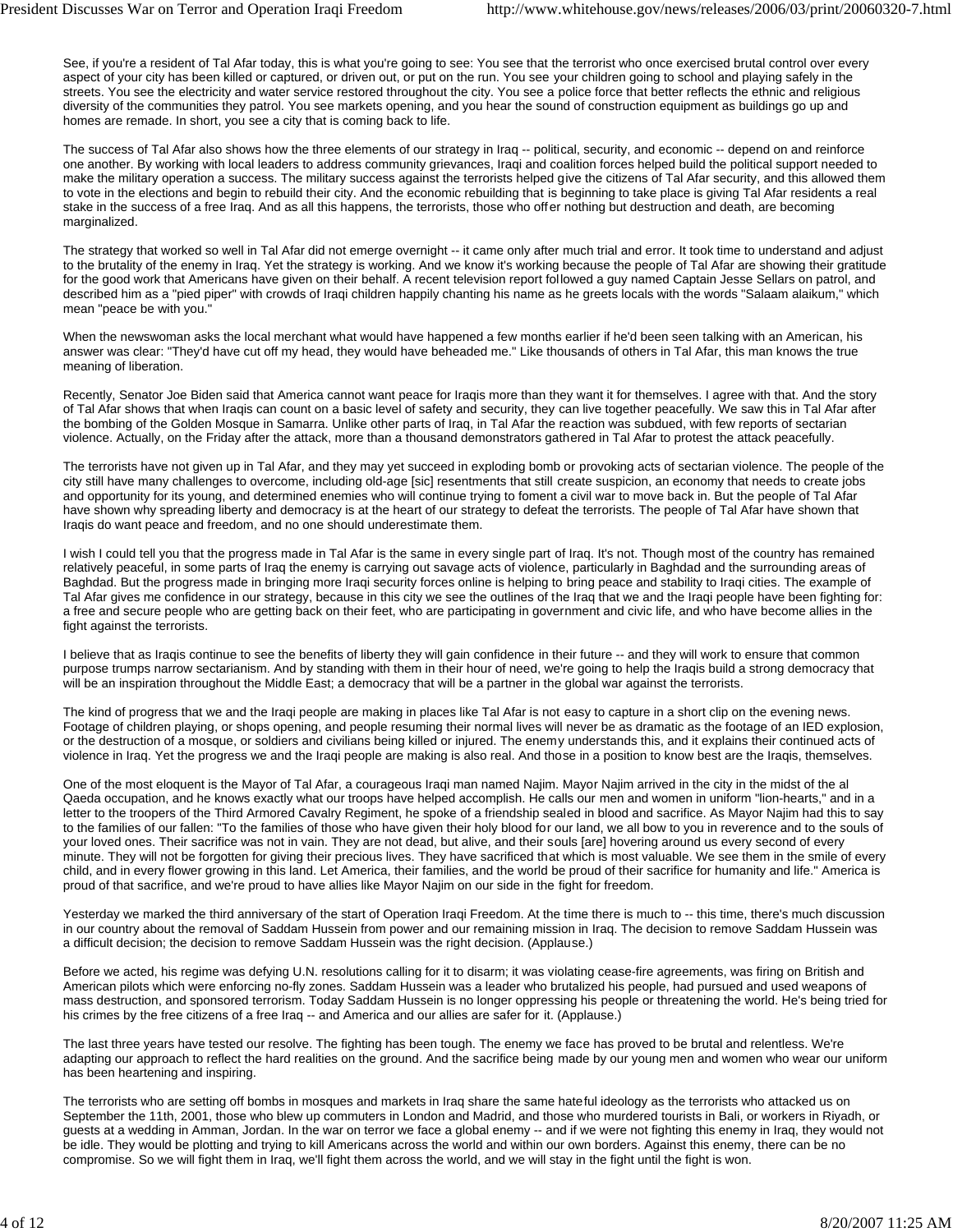See, if you're a resident of Tal Afar today, this is what you're going to see: You see that the terrorist who once exercised brutal control over every aspect of your city has been killed or captured, or driven out, or put on the run. You see your children going to school and playing safely in the streets. You see the electricity and water service restored throughout the city. You see a police force that better reflects the ethnic and religious diversity of the communities they patrol. You see markets opening, and you hear the sound of construction equipment as buildings go up and homes are remade. In short, you see a city that is coming back to life.

The success of Tal Afar also shows how the three elements of our strategy in Iraq -- political, security, and economic -- depend on and reinforce one another. By working with local leaders to address community grievances, Iraqi and coalition forces helped build the political support needed to make the military operation a success. The military success against the terrorists helped give the citizens of Tal Afar security, and this allowed them to vote in the elections and begin to rebuild their city. And the economic rebuilding that is beginning to take place is giving Tal Afar residents a real stake in the success of a free Iraq. And as all this happens, the terrorists, those who offer nothing but destruction and death, are becoming marginalized.

The strategy that worked so well in Tal Afar did not emerge overnight -- it came only after much trial and error. It took time to understand and adjust to the brutality of the enemy in Iraq. Yet the strategy is working. And we know it's working because the people of Tal Afar are showing their gratitude for the good work that Americans have given on their behalf. A recent television report followed a guy named Captain Jesse Sellars on patrol, and described him as a "pied piper" with crowds of Iraqi children happily chanting his name as he greets locals with the words "Salaam alaikum," which mean "peace be with you."

When the newswoman asks the local merchant what would have happened a few months earlier if he'd been seen talking with an American, his answer was clear: "They'd have cut off my head, they would have beheaded me." Like thousands of others in Tal Afar, this man knows the true meaning of liberation.

Recently, Senator Joe Biden said that America cannot want peace for Iraqis more than they want it for themselves. I agree with that. And the story of Tal Afar shows that when Iraqis can count on a basic level of safety and security, they can live together peacefully. We saw this in Tal Afar after the bombing of the Golden Mosque in Samarra. Unlike other parts of Iraq, in Tal Afar the reaction was subdued, with few reports of sectarian violence. Actually, on the Friday after the attack, more than a thousand demonstrators gathered in Tal Afar to protest the attack peacefully.

The terrorists have not given up in Tal Afar, and they may yet succeed in exploding bomb or provoking acts of sectarian violence. The people of the city still have many challenges to overcome, including old-age [sic] resentments that still create suspicion, an economy that needs to create jobs and opportunity for its young, and determined enemies who will continue trying to foment a civil war to move back in. But the people of Tal Afar have shown why spreading liberty and democracy is at the heart of our strategy to defeat the terrorists. The people of Tal Afar have shown that Iraqis do want peace and freedom, and no one should underestimate them.

I wish I could tell you that the progress made in Tal Afar is the same in every single part of Iraq. It's not. Though most of the country has remained relatively peaceful, in some parts of Iraq the enemy is carrying out savage acts of violence, particularly in Baghdad and the surrounding areas of Baghdad. But the progress made in bringing more Iraqi security forces online is helping to bring peace and stability to Iraqi cities. The example of Tal Afar gives me confidence in our strategy, because in this city we see the outlines of the Iraq that we and the Iraqi people have been fighting for: a free and secure people who are getting back on their feet, who are participating in government and civic life, and who have become allies in the fight against the terrorists.

I believe that as Iraqis continue to see the benefits of liberty they will gain confidence in their future -- and they will work to ensure that common purpose trumps narrow sectarianism. And by standing with them in their hour of need, we're going to help the Iraqis build a strong democracy that will be an inspiration throughout the Middle East; a democracy that will be a partner in the global war against the terrorists.

The kind of progress that we and the Iraqi people are making in places like Tal Afar is not easy to capture in a short clip on the evening news. Footage of children playing, or shops opening, and people resuming their normal lives will never be as dramatic as the footage of an IED explosion, or the destruction of a mosque, or soldiers and civilians being killed or injured. The enemy understands this, and it explains their continued acts of violence in Iraq. Yet the progress we and the Iraqi people are making is also real. And those in a position to know best are the Iraqis, themselves.

One of the most eloquent is the Mayor of Tal Afar, a courageous Iraqi man named Najim. Mayor Najim arrived in the city in the midst of the al Qaeda occupation, and he knows exactly what our troops have helped accomplish. He calls our men and women in uniform "lion-hearts," and in a letter to the troopers of the Third Armored Cavalry Regiment, he spoke of a friendship sealed in blood and sacrifice. As Mayor Najim had this to say to the families of our fallen: "To the families of those who have given their holy blood for our land, we all bow to you in reverence and to the souls of your loved ones. Their sacrifice was not in vain. They are not dead, but alive, and their souls [are] hovering around us every second of every minute. They will not be forgotten for giving their precious lives. They have sacrificed that which is most valuable. We see them in the smile of every child, and in every flower growing in this land. Let America, their families, and the world be proud of their sacrifice for humanity and life." America is proud of that sacrifice, and we're proud to have allies like Mayor Najim on our side in the fight for freedom.

Yesterday we marked the third anniversary of the start of Operation Iraqi Freedom. At the time there is much to -- this time, there's much discussion in our country about the removal of Saddam Hussein from power and our remaining mission in Iraq. The decision to remove Saddam Hussein was a difficult decision; the decision to remove Saddam Hussein was the right decision. (Applause.)

Before we acted, his regime was defying U.N. resolutions calling for it to disarm; it was violating cease-fire agreements, was firing on British and American pilots which were enforcing no-fly zones. Saddam Hussein was a leader who brutalized his people, had pursued and used weapons of mass destruction, and sponsored terrorism. Today Saddam Hussein is no longer oppressing his people or threatening the world. He's being tried for his crimes by the free citizens of a free Iraq -- and America and our allies are safer for it. (Applause.)

The last three years have tested our resolve. The fighting has been tough. The enemy we face has proved to be brutal and relentless. We're adapting our approach to reflect the hard realities on the ground. And the sacrifice being made by our young men and women who wear our uniform has been heartening and inspiring.

The terrorists who are setting off bombs in mosques and markets in Iraq share the same hateful ideology as the terrorists who attacked us on September the 11th, 2001, those who blew up commuters in London and Madrid, and those who murdered tourists in Bali, or workers in Riyadh, or guests at a wedding in Amman, Jordan. In the war on terror we face a global enemy -- and if we were not fighting this enemy in Iraq, they would not be idle. They would be plotting and trying to kill Americans across the world and within our own borders. Against this enemy, there can be no compromise. So we will fight them in Iraq, we'll fight them across the world, and we will stay in the fight until the fight is won.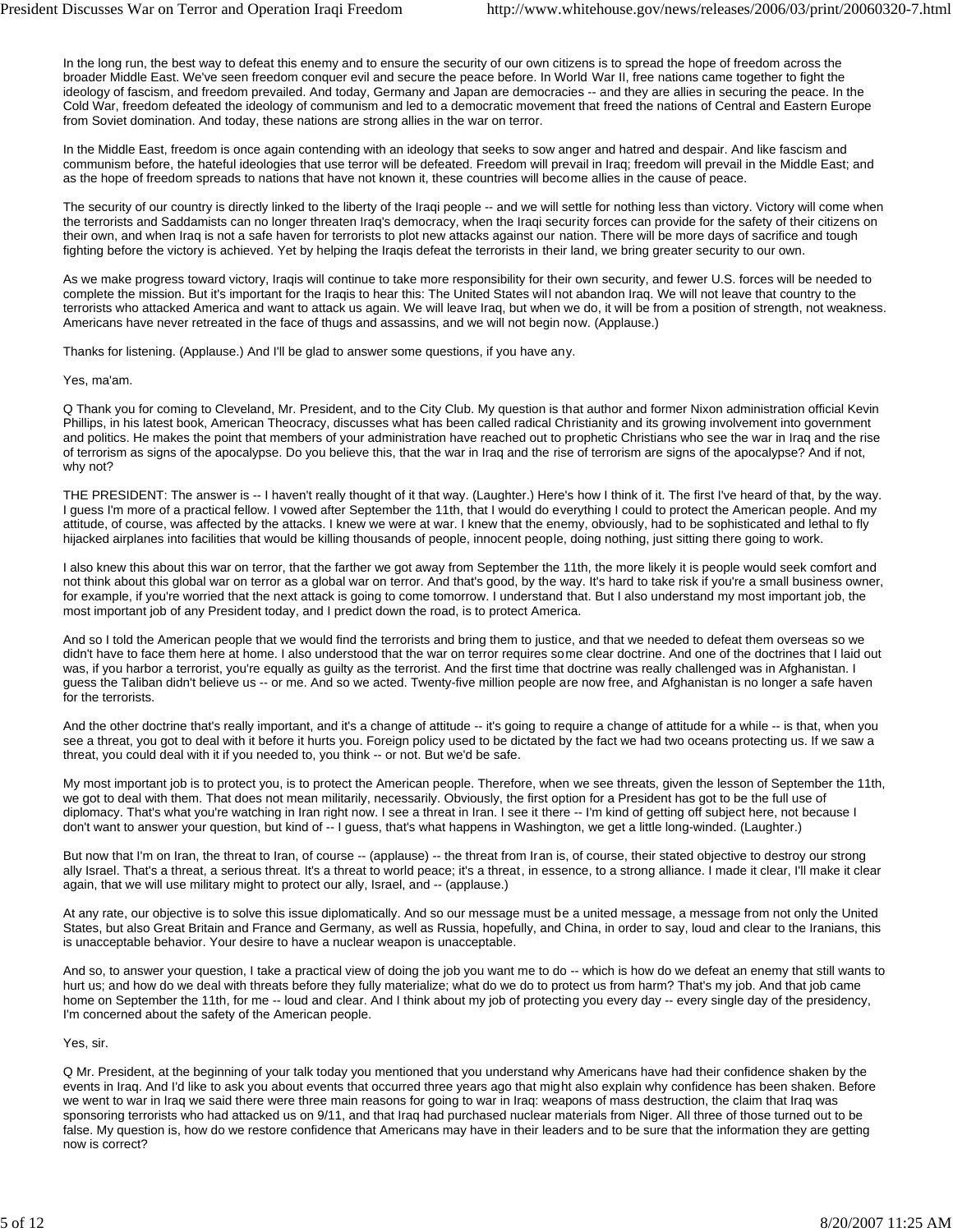In the long run, the best way to defeat this enemy and to ensure the security of our own citizens is to spread the hope of freedom across the broader Middle East. We've seen freedom conquer evil and secure the peace before. In World War II, free nations came together to fight the ideology of fascism, and freedom prevailed. And today, Germany and Japan are democracies -- and they are allies in securing the peace. In the Cold War, freedom defeated the ideology of communism and led to a democratic movement that freed the nations of Central and Eastern Europe from Soviet domination. And today, these nations are strong allies in the war on terror.

In the Middle East, freedom is once again contending with an ideology that seeks to sow anger and hatred and despair. And like fascism and communism before, the hateful ideologies that use terror will be defeated. Freedom will prevail in Iraq; freedom will prevail in the Middle East; and as the hope of freedom spreads to nations that have not known it, these countries will become allies in the cause of peace.

The security of our country is directly linked to the liberty of the Iraqi people -- and we will settle for nothing less than victory. Victory will come when the terrorists and Saddamists can no longer threaten Iraq's democracy, when the Iraqi security forces can provide for the safety of their citizens on their own, and when Iraq is not a safe haven for terrorists to plot new attacks against our nation. There will be more days of sacrifice and tough fighting before the victory is achieved. Yet by helping the Iraqis defeat the terrorists in their land, we bring greater security to our own.

As we make progress toward victory, Iraqis will continue to take more responsibility for their own security, and fewer U.S. forces will be needed to complete the mission. But it's important for the Iraqis to hear this: The United States will not abandon Iraq. We will not leave that country to the terrorists who attacked America and want to attack us again. We will leave Iraq, but when we do, it will be from a position of strength, not weakness. Americans have never retreated in the face of thugs and assassins, and we will not begin now. (Applause.)

Thanks for listening. (Applause.) And I'll be glad to answer some questions, if you have any.

Yes, ma'am.

Q Thank you for coming to Cleveland, Mr. President, and to the City Club. My question is that author and former Nixon administration official Kevin Phillips, in his latest book, American Theocracy, discusses what has been called radical Christianity and its growing involvement into government and politics. He makes the point that members of your administration have reached out to prophetic Christians who see the war in Iraq and the rise of terrorism as signs of the apocalypse. Do you believe this, that the war in Iraq and the rise of terrorism are signs of the apocalypse? And if not, why not?

THE PRESIDENT: The answer is -- I haven't really thought of it that way. (Laughter.) Here's how I think of it. The first I've heard of that, by the way. I guess I'm more of a practical fellow. I vowed after September the 11th, that I would do everything I could to protect the American people. And my attitude, of course, was affected by the attacks. I knew we were at war. I knew that the enemy, obviously, had to be sophisticated and lethal to fly hijacked airplanes into facilities that would be killing thousands of people, innocent people, doing nothing, just sitting there going to work.

I also knew this about this war on terror, that the farther we got away from September the 11th, the more likely it is people would seek comfort and not think about this global war on terror as a global war on terror. And that's good, by the way. It's hard to take risk if you're a small business owner, for example, if you're worried that the next attack is going to come tomorrow. I understand that. But I also understand my most important job, the most important job of any President today, and I predict down the road, is to protect America.

And so I told the American people that we would find the terrorists and bring them to justice, and that we needed to defeat them overseas so we didn't have to face them here at home. I also understood that the war on terror requires some clear doctrine. And one of the doctrines that I laid out was, if you harbor a terrorist, you're equally as guilty as the terrorist. And the first time that doctrine was really challenged was in Afghanistan. I guess the Taliban didn't believe us -- or me. And so we acted. Twenty-five million people are now free, and Afghanistan is no longer a safe haven for the terrorists.

And the other doctrine that's really important, and it's a change of attitude -- it's going to require a change of attitude for a while -- is that, when you see a threat, you got to deal with it before it hurts you. Foreign policy used to be dictated by the fact we had two oceans protecting us. If we saw a threat, you could deal with it if you needed to, you think -- or not. But we'd be safe.

My most important job is to protect you, is to protect the American people. Therefore, when we see threats, given the lesson of September the 11th, we got to deal with them. That does not mean militarily, necessarily. Obviously, the first option for a President has got to be the full use of diplomacy. That's what you're watching in Iran right now. I see a threat in Iran. I see it there -- I'm kind of getting off subject here, not because I don't want to answer your question, but kind of -- I guess, that's what happens in Washington, we get a little long-winded. (Laughter.)

But now that I'm on Iran, the threat to Iran, of course -- (applause) -- the threat from Iran is, of course, their stated objective to destroy our strong ally Israel. That's a threat, a serious threat. It's a threat to world peace; it's a threat, in essence, to a strong alliance. I made it clear, I'll make it clear again, that we will use military might to protect our ally, Israel, and -- (applause.)

At any rate, our objective is to solve this issue diplomatically. And so our message must be a united message, a message from not only the United States, but also Great Britain and France and Germany, as well as Russia, hopefully, and China, in order to say, loud and clear to the Iranians, this is unacceptable behavior. Your desire to have a nuclear weapon is unacceptable.

And so, to answer your question, I take a practical view of doing the job you want me to do -- which is how do we defeat an enemy that still wants to hurt us; and how do we deal with threats before they fully materialize; what do we do to protect us from harm? That's my job. And that job came home on September the 11th, for me -- loud and clear. And I think about my job of protecting you every day -- every single day of the presidency, I'm concerned about the safety of the American people.

Yes, sir.

Q Mr. President, at the beginning of your talk today you mentioned that you understand why Americans have had their confidence shaken by the events in Iraq. And I'd like to ask you about events that occurred three years ago that might also explain why confidence has been shaken. Before we went to war in Iraq we said there were three main reasons for going to war in Iraq: weapons of mass destruction, the claim that Iraq was sponsoring terrorists who had attacked us on 9/11, and that Iraq had purchased nuclear materials from Niger. All three of those turned out to be false. My question is, how do we restore confidence that Americans may have in their leaders and to be sure that the information they are getting now is correct?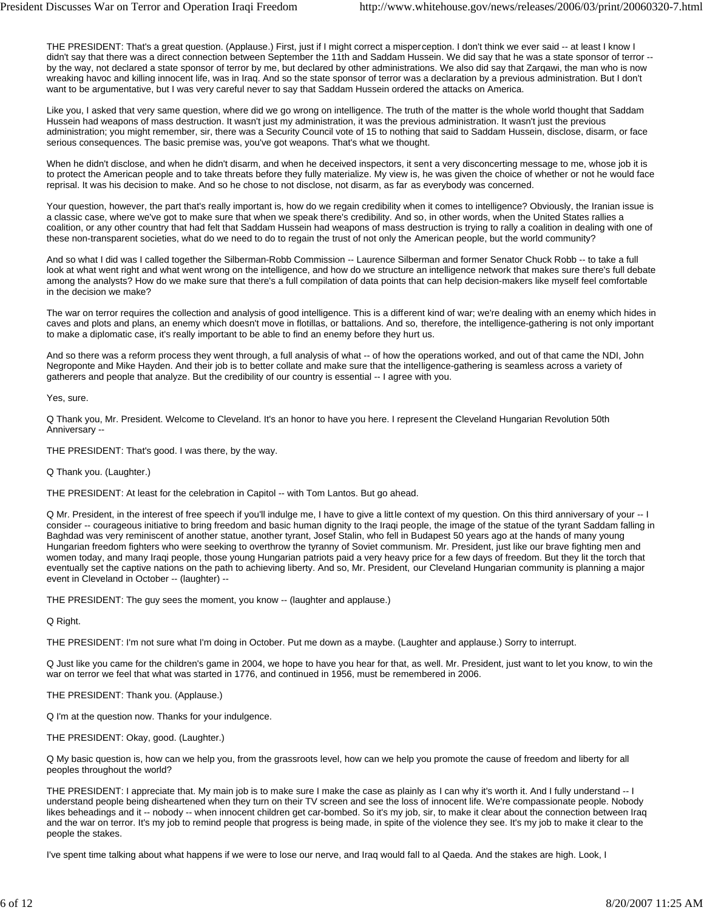THE PRESIDENT: That's a great question. (Applause.) First, just if I might correct a misperception. I don't think we ever said -- at least I know I didn't say that there was a direct connection between September the 11th and Saddam Hussein. We did say that he was a state sponsor of terror -- by the way, not declared a state sponsor of terror by me, but declared by other administrations. We also did say that Zarqawi, the man who is now wreaking havoc and killing innocent life, was in Iraq. And so the state sponsor of terror was a declaration by a previous administration. But I don't want to be argumentative, but I was very careful never to say that Saddam Hussein ordered the attacks on America.

Like you, I asked that very same question, where did we go wrong on intelligence. The truth of the matter is the whole world thought that Saddam Hussein had weapons of mass destruction. It wasn't just my administration, it was the previous administration. It wasn't just the previous administration; you might remember, sir, there was a Security Council vote of 15 to nothing that said to Saddam Hussein, disclose, disarm, or face serious consequences. The basic premise was, you've got weapons. That's what we thought.

When he didn't disclose, and when he didn't disarm, and when he deceived inspectors, it sent a very disconcerting message to me, whose job it is to protect the American people and to take threats before they fully materialize. My view is, he was given the choice of whether or not he would face reprisal. It was his decision to make. And so he chose to not disclose, not disarm, as far as everybody was concerned.

Your question, however, the part that's really important is, how do we regain credibility when it comes to intelligence? Obviously, the Iranian issue is a classic case, where we've got to make sure that when we speak there's credibility. And so, in other words, when the United States rallies a coalition, or any other country that had felt that Saddam Hussein had weapons of mass destruction is trying to rally a coalition in dealing with one of these non-transparent societies, what do we need to do to regain the trust of not only the American people, but the world community?

And so what I did was I called together the Silberman-Robb Commission -- Laurence Silberman and former Senator Chuck Robb -- to take a full look at what went right and what went wrong on the intelligence, and how do we structure an intelligence network that makes sure there's full debate among the analysts? How do we make sure that there's a full compilation of data points that can help decision-makers like myself feel comfortable in the decision we make?

The war on terror requires the collection and analysis of good intelligence. This is a different kind of war; we're dealing with an enemy which hides in caves and plots and plans, an enemy which doesn't move in flotillas, or battalions. And so, therefore, the intelligence-gathering is not only important to make a diplomatic case, it's really important to be able to find an enemy before they hurt us.

And so there was a reform process they went through, a full analysis of what -- of how the operations worked, and out of that came the NDI, John Negroponte and Mike Hayden. And their job is to better collate and make sure that the intelligence-gathering is seamless across a variety of gatherers and people that analyze. But the credibility of our country is essential -- I agree with you.

Yes, sure.

Q Thank you, Mr. President. Welcome to Cleveland. It's an honor to have you here. I represent the Cleveland Hungarian Revolution 50th Anniversary --

THE PRESIDENT: That's good. I was there, by the way.

Q Thank you. (Laughter.)

THE PRESIDENT: At least for the celebration in Capitol -- with Tom Lantos. But go ahead.

Q Mr. President, in the interest of free speech if you'll indulge me, I have to give a little context of my question. On this third anniversary of your -- I consider -- courageous initiative to bring freedom and basic human dignity to the Iraqi people, the image of the statue of the tyrant Saddam falling in Baghdad was very reminiscent of another statue, another tyrant, Josef Stalin, who fell in Budapest 50 years ago at the hands of many young Hungarian freedom fighters who were seeking to overthrow the tyranny of Soviet communism. Mr. President, just like our brave fighting men and women today, and many Iraqi people, those young Hungarian patriots paid a very heavy price for a few days of freedom. But they lit the torch that eventually set the captive nations on the path to achieving liberty. And so, Mr. President, our Cleveland Hungarian community is planning a major event in Cleveland in October -- (laughter) --

THE PRESIDENT: The guy sees the moment, you know -- (laughter and applause.)

Q Right.

THE PRESIDENT: I'm not sure what I'm doing in October. Put me down as a maybe. (Laughter and applause.) Sorry to interrupt.

Q Just like you came for the children's game in 2004, we hope to have you hear for that, as well. Mr. President, just want to let you know, to win the war on terror we feel that what was started in 1776, and continued in 1956, must be remembered in 2006.

THE PRESIDENT: Thank you. (Applause.)

Q I'm at the question now. Thanks for your indulgence.

THE PRESIDENT: Okay, good. (Laughter.)

Q My basic question is, how can we help you, from the grassroots level, how can we help you promote the cause of freedom and liberty for all peoples throughout the world?

THE PRESIDENT: I appreciate that. My main job is to make sure I make the case as plainly as I can why it's worth it. And I fully understand -- I understand people being disheartened when they turn on their TV screen and see the loss of innocent life. We're compassionate people. Nobody likes beheadings and it -- nobody -- when innocent children get car-bombed. So it's my job, sir, to make it clear about the connection between Iraq and the war on terror. It's my job to remind people that progress is being made, in spite of the violence they see. It's my job to make it clear to the people the stakes.

I've spent time talking about what happens if we were to lose our nerve, and Iraq would fall to al Qaeda. And the stakes are high. Look, I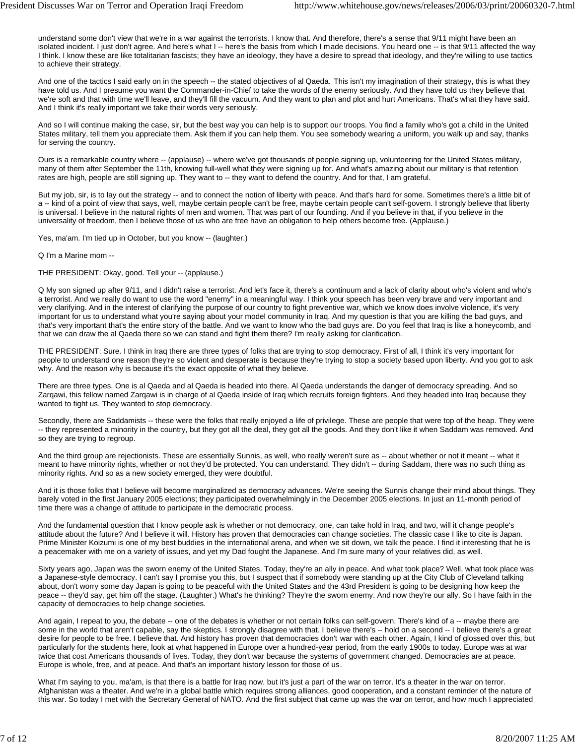understand some don't view that we're in a war against the terrorists. I know that. And therefore, there's a sense that 9/11 might have been an isolated incident. I just don't agree. And here's what I -- here's the basis from which I made decisions. You heard one -- is that 9/11 affected the way I think. I know these are like totalitarian fascists; they have an ideology, they have a desire to spread that ideology, and they're willing to use tactics to achieve their strategy.

And one of the tactics I said early on in the speech -- the stated objectives of al Qaeda. This isn't my imagination of their strategy, this is what they have told us. And I presume you want the Commander-in-Chief to take the words of the enemy seriously. And they have told us they believe that we're soft and that with time we'll leave, and they'll fill the vacuum. And they want to plan and plot and hurt Americans. That's what they have said. And I think it's really important we take their words very seriously.

And so I will continue making the case, sir, but the best way you can help is to support our troops. You find a family who's got a child in the United States military, tell them you appreciate them. Ask them if you can help them. You see somebody wearing a uniform, you walk up and say, thanks for serving the country.

Ours is a remarkable country where -- (applause) -- where we've got thousands of people signing up, volunteering for the United States military, many of them after September the 11th, knowing full-well what they were signing up for. And what's amazing about our military is that retention rates are high, people are still signing up. They want to -- they want to defend the country. And for that, I am grateful.

But my job, sir, is to lay out the strategy -- and to connect the notion of liberty with peace. And that's hard for some. Sometimes there's a little bit of a -- kind of a point of view that says, well, maybe certain people can't be free, maybe certain people can't self-govern. I strongly believe that liberty is universal. I believe in the natural rights of men and women. That was part of our founding. And if you believe in that, if you believe in the universality of freedom, then I believe those of us who are free have an obligation to help others become free. (Applause.)

Yes, ma'am. I'm tied up in October, but you know -- (laughter.)

Q I'm a Marine mom --

THE PRESIDENT: Okay, good. Tell your -- (applause.)

Q My son signed up after 9/11, and I didn't raise a terrorist. And let's face it, there's a continuum and a lack of clarity about who's violent and who's a terrorist. And we really do want to use the word "enemy" in a meaningful way. I think your speech has been very brave and very important and very clarifying. And in the interest of clarifying the purpose of our country to fight preventive war, which we know does involve violence, it's very important for us to understand what you're saying about your model community in Iraq. And my question is that you are killing the bad guys, and that's very important that's the entire story of the battle. And we want to know who the bad guys are. Do you feel that Iraq is like a honeycomb, and that we can draw the al Qaeda there so we can stand and fight them there? I'm really asking for clarification.

THE PRESIDENT: Sure. I think in Iraq there are three types of folks that are trying to stop democracy. First of all, I think it's very important for people to understand one reason they're so violent and desperate is because they're trying to stop a society based upon liberty. And you got to ask why. And the reason why is because it's the exact opposite of what they believe.

There are three types. One is al Qaeda and al Qaeda is headed into there. Al Qaeda understands the danger of democracy spreading. And so Zarqawi, this fellow named Zarqawi is in charge of al Qaeda inside of Iraq which recruits foreign fighters. And they headed into Iraq because they wanted to fight us. They wanted to stop democracy.

Secondly, there are Saddamists -- these were the folks that really enjoyed a life of privilege. These are people that were top of the heap. They were -- they represented a minority in the country, but they got all the deal, they got all the goods. And they don't like it when Saddam was removed. And so they are trying to regroup.

And the third group are rejectionists. These are essentially Sunnis, as well, who really weren't sure as -- about whether or not it meant -- what it meant to have minority rights, whether or not they'd be protected. You can understand. They didn't -- during Saddam, there was no such thing as minority rights. And so as a new society emerged, they were doubtful.

And it is those folks that I believe will become marginalized as democracy advances. We're seeing the Sunnis change their mind about things. They barely voted in the first January 2005 elections; they participated overwhelmingly in the December 2005 elections. In just an 11-month period of time there was a change of attitude to participate in the democratic process.

And the fundamental question that I know people ask is whether or not democracy, one, can take hold in Iraq, and two, will it change people's attitude about the future? And I believe it will. History has proven that democracies can change societies. The classic case I like to cite is Japan. Prime Minister Koizumi is one of my best buddies in the international arena, and when we sit down, we talk the peace. I find it interesting that he is a peacemaker with me on a variety of issues, and yet my Dad fought the Japanese. And I'm sure many of your relatives did, as well.

Sixty years ago, Japan was the sworn enemy of the United States. Today, they're an ally in peace. And what took place? Well, what took place was a Japanese-style democracy. I can't say I promise you this, but I suspect that if somebody were standing up at the City Club of Cleveland talking about, don't worry some day Japan is going to be peaceful with the United States and the 43rd President is going to be designing how keep the peace -- they'd say, get him off the stage. (Laughter.) What's he thinking? They're the sworn enemy. And now they're our ally. So I have faith in the capacity of democracies to help change societies.

And again, I repeat to you, the debate -- one of the debates is whether or not certain folks can self-govern. There's kind of a -- maybe there are some in the world that aren't capable, say the skeptics. I strongly disagree with that. I believe there's -- hold on a second -- I believe there's a great desire for people to be free. I believe that. And history has proven that democracies don't war with each other. Again, I kind of glossed over this, but particularly for the students here, look at what happened in Europe over a hundred-year period, from the early 1900s to today. Europe was at war twice that cost Americans thousands of lives. Today, they don't war because the systems of government changed. Democracies are at peace. Europe is whole, free, and at peace. And that's an important history lesson for those of us.

What I'm saying to you, ma'am, is that there is a battle for Iraq now, but it's just a part of the war on terror. It's a theater in the war on terror. Afghanistan was a theater. And we're in a global battle which requires strong alliances, good cooperation, and a constant reminder of the nature of this war. So today I met with the Secretary General of NATO. And the first subject that came up was the war on terror, and how much I appreciated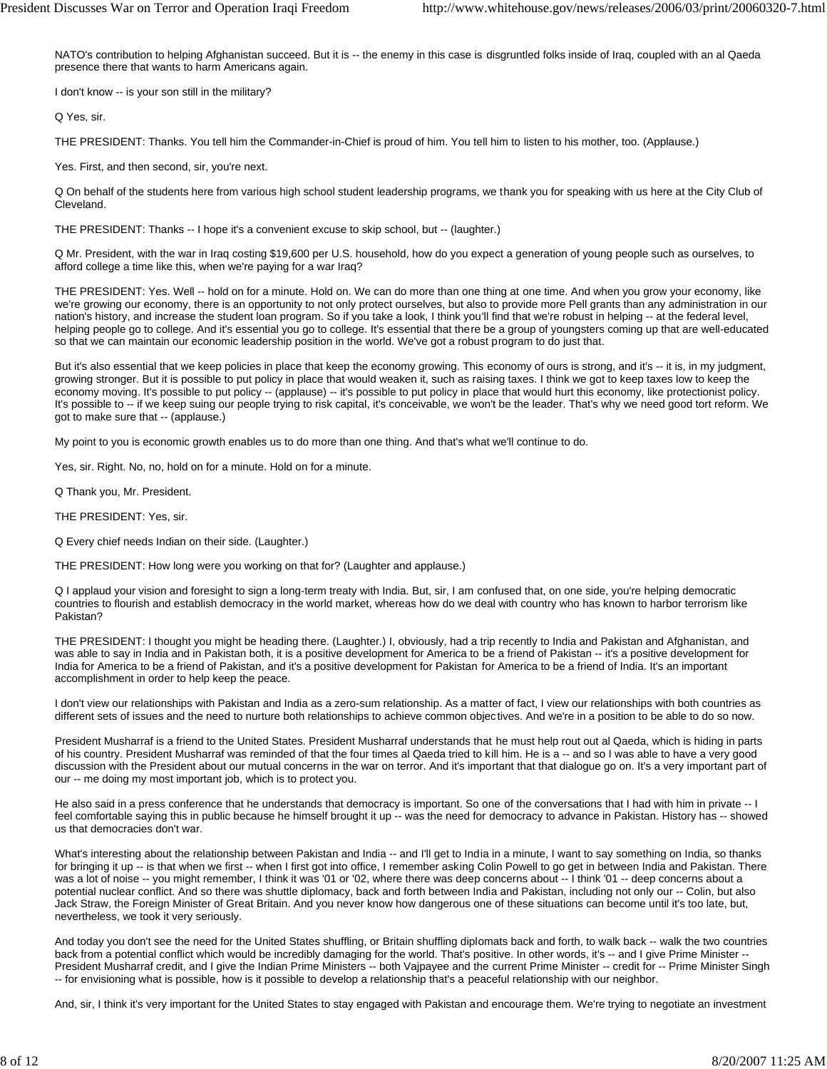NATO's contribution to helping Afghanistan succeed. But it is -- the enemy in this case is disgruntled folks inside of Iraq, coupled with an al Qaeda presence there that wants to harm Americans again.

I don't know -- is your son still in the military?

Q Yes, sir.

THE PRESIDENT: Thanks. You tell him the Commander-in-Chief is proud of him. You tell him to listen to his mother, too. (Applause.)

Yes. First, and then second, sir, you're next.

Q On behalf of the students here from various high school student leadership programs, we thank you for speaking with us here at the City Club of Cleveland.

THE PRESIDENT: Thanks -- I hope it's a convenient excuse to skip school, but -- (laughter.)

Q Mr. President, with the war in Iraq costing $19,600 per U.S. household, how do you expect a generation of young people such as ourselves, to afford college a time like this, when we're paying for a war Iraq?

THE PRESIDENT: Yes. Well -- hold on for a minute. Hold on. We can do more than one thing at one time. And when you grow your economy, like we're growing our economy, there is an opportunity to not only protect ourselves, but also to provide more Pell grants than any administration in our nation's history, and increase the student loan program. So if you take a look, I think you'll find that we're robust in helping -- at the federal level, helping people go to college. And it's essential you go to college. It's essential that there be a group of youngsters coming up that are well-educated so that we can maintain our economic leadership position in the world. We've got a robust program to do just that.

But it's also essential that we keep policies in place that keep the economy growing. This economy of ours is strong, and it's -- it is, in my judgment, growing stronger. But it is possible to put policy in place that would weaken it, such as raising taxes. I think we got to keep taxes low to keep the economy moving. It's possible to put policy -- (applause) -- it's possible to put policy in place that would hurt this economy, like protectionist policy. It's possible to -- if we keep suing our people trying to risk capital, it's conceivable, we won't be the leader. That's why we need good tort reform. We got to make sure that -- (applause.)

My point to you is economic growth enables us to do more than one thing. And that's what we'll continue to do.

Yes, sir. Right. No, no, hold on for a minute. Hold on for a minute.

Q Thank you, Mr. President.

THE PRESIDENT: Yes, sir.

Q Every chief needs Indian on their side. (Laughter.)

THE PRESIDENT: How long were you working on that for? (Laughter and applause.)

Q I applaud your vision and foresight to sign a long-term treaty with India. But, sir, I am confused that, on one side, you're helping democratic countries to flourish and establish democracy in the world market, whereas how do we deal with country who has known to harbor terrorism like Pakistan?

THE PRESIDENT: I thought you might be heading there. (Laughter.) I, obviously, had a trip recently to India and Pakistan and Afghanistan, and was able to say in India and in Pakistan both, it is a positive development for America to be a friend of Pakistan -- it's a positive development for India for America to be a friend of Pakistan, and it's a positive development for Pakistan for America to be a friend of India. It's an important accomplishment in order to help keep the peace.

I don't view our relationships with Pakistan and India as a zero-sum relationship. As a matter of fact, I view our relationships with both countries as different sets of issues and the need to nurture both relationships to achieve common objectives. And we're in a position to be able to do so now.

President Musharraf is a friend to the United States. President Musharraf understands that he must help rout out al Qaeda, which is hiding in parts of his country. President Musharraf was reminded of that the four times al Qaeda tried to kill him. He is a -- and so I was able to have a very good discussion with the President about our mutual concerns in the war on terror. And it's important that that dialogue go on. It's a very important part of our -- me doing my most important job, which is to protect you.

He also said in a press conference that he understands that democracy is important. So one of the conversations that I had with him in private -- I feel comfortable saying this in public because he himself brought it up -- was the need for democracy to advance in Pakistan. History has -- showed us that democracies don't war.

What's interesting about the relationship between Pakistan and India -- and I'll get to India in a minute, I want to say something on India, so thanks for bringing it up -- is that when we first -- when I first got into office, I remember asking Colin Powell to go get in between India and Pakistan. There was a lot of noise -- you might remember, I think it was '01 or '02, where there was deep concerns about -- I think '01 -- deep concerns about a potential nuclear conflict. And so there was shuttle diplomacy, back and forth between India and Pakistan, including not only our -- Colin, but also Jack Straw, the Foreign Minister of Great Britain. And you never know how dangerous one of these situations can become until it's too late, but, nevertheless, we took it very seriously.

And today you don't see the need for the United States shuffling, or Britain shuffling diplomats back and forth, to walk back -- walk the two countries back from a potential conflict which would be incredibly damaging for the world. That's positive. In other words, it's -- and I give Prime Minister -- President Musharraf credit, and I give the Indian Prime Ministers -- both Vajpayee and the current Prime Minister -- credit for -- Prime Minister Singh -- for envisioning what is possible, how is it possible to develop a relationship that's a peaceful relationship with our neighbor.

And, sir, I think it's very important for the United States to stay engaged with Pakistan and encourage them. We're trying to negotiate an investment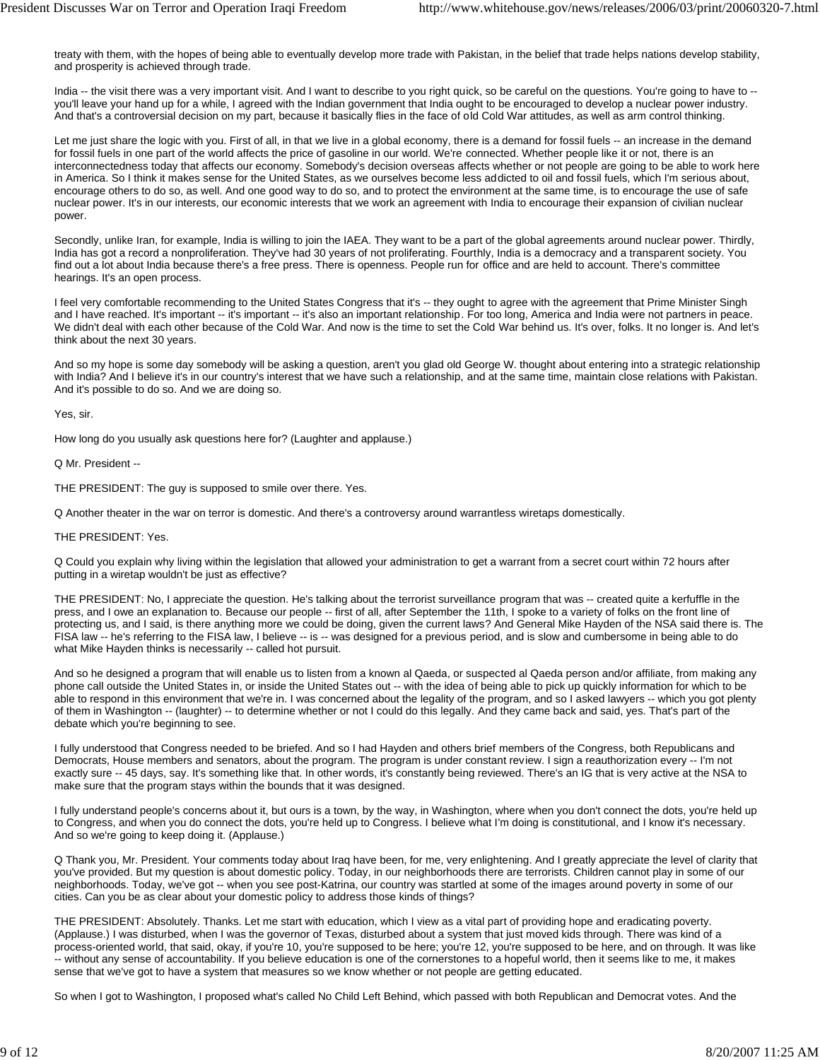treaty with them, with the hopes of being able to eventually develop more trade with Pakistan, in the belief that trade helps nations develop stability, and prosperity is achieved through trade.

India -- the visit there was a very important visit. And I want to describe to you right quick, so be careful on the questions. You're going to have to -- you'll leave your hand up for a while, I agreed with the Indian government that India ought to be encouraged to develop a nuclear power industry. And that's a controversial decision on my part, because it basically flies in the face of old Cold War attitudes, as well as arm control thinking.

Let me just share the logic with you. First of all, in that we live in a global economy, there is a demand for fossil fuels -- an increase in the demand for fossil fuels in one part of the world affects the price of gasoline in our world. We're connected. Whether people like it or not, there is an interconnectedness today that affects our economy. Somebody's decision overseas affects whether or not people are going to be able to work here in America. So I think it makes sense for the United States, as we ourselves become less addicted to oil and fossil fuels, which I'm serious about, encourage others to do so, as well. And one good way to do so, and to protect the environment at the same time, is to encourage the use of safe nuclear power. It's in our interests, our economic interests that we work an agreement with India to encourage their expansion of civilian nuclear power.

Secondly, unlike Iran, for example, India is willing to join the IAEA. They want to be a part of the global agreements around nuclear power. Thirdly, India has got a record a nonproliferation. They've had 30 years of not proliferating. Fourthly, India is a democracy and a transparent society. You find out a lot about India because there's a free press. There is openness. People run for office and are held to account. There's committee hearings. It's an open process.

I feel very comfortable recommending to the United States Congress that it's -- they ought to agree with the agreement that Prime Minister Singh and I have reached. It's important -- it's important -- it's also an important relationship. For too long, America and India were not partners in peace. We didn't deal with each other because of the Cold War. And now is the time to set the Cold War behind us. It's over, folks. It no longer is. And let's think about the next 30 years.

And so my hope is some day somebody will be asking a question, aren't you glad old George W. thought about entering into a strategic relationship with India? And I believe it's in our country's interest that we have such a relationship, and at the same time, maintain close relations with Pakistan. And it's possible to do so. And we are doing so.

Yes, sir.

How long do you usually ask questions here for? (Laughter and applause.)

Q Mr. President --

THE PRESIDENT: The guy is supposed to smile over there. Yes.

Q Another theater in the war on terror is domestic. And there's a controversy around warrantless wiretaps domestically.

THE PRESIDENT: Yes.

Q Could you explain why living within the legislation that allowed your administration to get a warrant from a secret court within 72 hours after putting in a wiretap wouldn't be just as effective?

THE PRESIDENT: No, I appreciate the question. He's talking about the terrorist surveillance program that was -- created quite a kerfuffle in the press, and I owe an explanation to. Because our people -- first of all, after September the 11th, I spoke to a variety of folks on the front line of protecting us, and I said, is there anything more we could be doing, given the current laws? And General Mike Hayden of the NSA said there is. The FISA law -- he's referring to the FISA law, I believe -- is -- was designed for a previous period, and is slow and cumbersome in being able to do what Mike Hayden thinks is necessarily -- called hot pursuit.

And so he designed a program that will enable us to listen from a known al Qaeda, or suspected al Qaeda person and/or affiliate, from making any phone call outside the United States in, or inside the United States out -- with the idea of being able to pick up quickly information for which to be able to respond in this environment that we're in. I was concerned about the legality of the program, and so I asked lawyers -- which you got plenty of them in Washington -- (laughter) -- to determine whether or not I could do this legally. And they came back and said, yes. That's part of the debate which you're beginning to see.

I fully understood that Congress needed to be briefed. And so I had Hayden and others brief members of the Congress, both Republicans and Democrats, House members and senators, about the program. The program is under constant review. I sign a reauthorization every -- I'm not exactly sure -- 45 days, say. It's something like that. In other words, it's constantly being reviewed. There's an IG that is very active at the NSA to make sure that the program stays within the bounds that it was designed.

I fully understand people's concerns about it, but ours is a town, by the way, in Washington, where when you don't connect the dots, you're held up to Congress, and when you do connect the dots, you're held up to Congress. I believe what I'm doing is constitutional, and I know it's necessary. And so we're going to keep doing it. (Applause.)

Q Thank you, Mr. President. Your comments today about Iraq have been, for me, very enlightening. And I greatly appreciate the level of clarity that you've provided. But my question is about domestic policy. Today, in our neighborhoods there are terrorists. Children cannot play in some of our neighborhoods. Today, we've got -- when you see post-Katrina, our country was startled at some of the images around poverty in some of our cities. Can you be as clear about your domestic policy to address those kinds of things?

THE PRESIDENT: Absolutely. Thanks. Let me start with education, which I view as a vital part of providing hope and eradicating poverty. (Applause.) I was disturbed, when I was the governor of Texas, disturbed about a system that just moved kids through. There was kind of a process-oriented world, that said, okay, if you're 10, you're supposed to be here; you're 12, you're supposed to be here, and on through. It was like -- without any sense of accountability. If you believe education is one of the cornerstones to a hopeful world, then it seems like to me, it makes sense that we've got to have a system that measures so we know whether or not people are getting educated.

So when I got to Washington, I proposed what's called No Child Left Behind, which passed with both Republican and Democrat votes. And the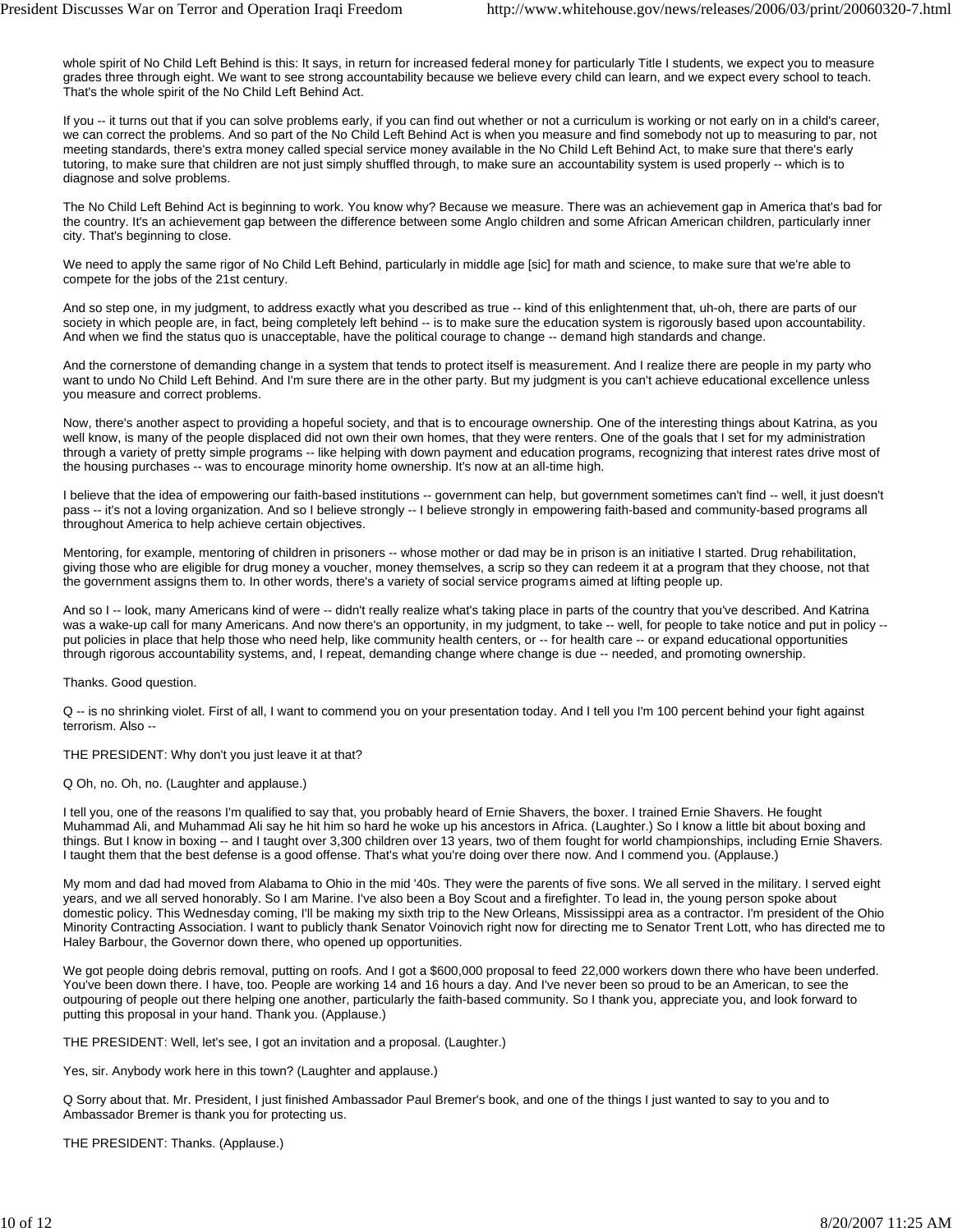whole spirit of No Child Left Behind is this: It says, in return for increased federal money for particularly Title I students, we expect you to measure grades three through eight. We want to see strong accountability because we believe every child can learn, and we expect every school to teach. That's the whole spirit of the No Child Left Behind Act.

If you -- it turns out that if you can solve problems early, if you can find out whether or not a curriculum is working or not early on in a child's career, we can correct the problems. And so part of the No Child Left Behind Act is when you measure and find somebody not up to measuring to par, not meeting standards, there's extra money called special service money available in the No Child Left Behind Act, to make sure that there's early tutoring, to make sure that children are not just simply shuffled through, to make sure an accountability system is used properly -- which is to diagnose and solve problems.

The No Child Left Behind Act is beginning to work. You know why? Because we measure. There was an achievement gap in America that's bad for the country. It's an achievement gap between the difference between some Anglo children and some African American children, particularly inner city. That's beginning to close.

We need to apply the same rigor of No Child Left Behind, particularly in middle age [sic] for math and science, to make sure that we're able to compete for the jobs of the 21st century.

And so step one, in my judgment, to address exactly what you described as true -- kind of this enlightenment that, uh-oh, there are parts of our society in which people are, in fact, being completely left behind -- is to make sure the education system is rigorously based upon accountability. And when we find the status quo is unacceptable, have the political courage to change -- demand high standards and change.

And the cornerstone of demanding change in a system that tends to protect itself is measurement. And I realize there are people in my party who want to undo No Child Left Behind. And I'm sure there are in the other party. But my judgment is you can't achieve educational excellence unless you measure and correct problems.

Now, there's another aspect to providing a hopeful society, and that is to encourage ownership. One of the interesting things about Katrina, as you well know, is many of the people displaced did not own their own homes, that they were renters. One of the goals that I set for my administration through a variety of pretty simple programs -- like helping with down payment and education programs, recognizing that interest rates drive most of the housing purchases -- was to encourage minority home ownership. It's now at an all-time high.

I believe that the idea of empowering our faith-based institutions -- government can help, but government sometimes can't find -- well, it just doesn't pass -- it's not a loving organization. And so I believe strongly -- I believe strongly in empowering faith-based and community-based programs all throughout America to help achieve certain objectives.

Mentoring, for example, mentoring of children in prisoners -- whose mother or dad may be in prison is an initiative I started. Drug rehabilitation, giving those who are eligible for drug money a voucher, money themselves, a scrip so they can redeem it at a program that they choose, not that the government assigns them to. In other words, there's a variety of social service programs aimed at lifting people up.

And so I -- look, many Americans kind of were -- didn't really realize what's taking place in parts of the country that you've described. And Katrina was a wake-up call for many Americans. And now there's an opportunity, in my judgment, to take -- well, for people to take notice and put in policy -- put policies in place that help those who need help, like community health centers, or -- for health care -- or expand educational opportunities through rigorous accountability systems, and, I repeat, demanding change where change is due -- needed, and promoting ownership.

Thanks. Good question.

Q -- is no shrinking violet. First of all, I want to commend you on your presentation today. And I tell you I'm 100 percent behind your fight against terrorism. Also --

THE PRESIDENT: Why don't you just leave it at that?

Q Oh, no. Oh, no. (Laughter and applause.)

I tell you, one of the reasons I'm qualified to say that, you probably heard of Ernie Shavers, the boxer. I trained Ernie Shavers. He fought Muhammad Ali, and Muhammad Ali say he hit him so hard he woke up his ancestors in Africa. (Laughter.) So I know a little bit about boxing and things. But I know in boxing -- and I taught over 3,300 children over 13 years, two of them fought for world championships, including Ernie Shavers. I taught them that the best defense is a good offense. That's what you're doing over there now. And I commend you. (Applause.)

My mom and dad had moved from Alabama to Ohio in the mid '40s. They were the parents of five sons. We all served in the military. I served eight years, and we all served honorably. So I am Marine. I've also been a Boy Scout and a firefighter. To lead in, the young person spoke about domestic policy. This Wednesday coming, I'll be making my sixth trip to the New Orleans, Mississippi area as a contractor. I'm president of the Ohio Minority Contracting Association. I want to publicly thank Senator Voinovich right now for directing me to Senator Trent Lott, who has directed me to Haley Barbour, the Governor down there, who opened up opportunities.

We got people doing debris removal, putting on roofs. And I got a $600,000 proposal to feed 22,000 workers down there who have been underfed. You've been down there. I have, too. People are working 14 and 16 hours a day. And I've never been so proud to be an American, to see the outpouring of people out there helping one another, particularly the faith-based community. So I thank you, appreciate you, and look forward to putting this proposal in your hand. Thank you. (Applause.)

THE PRESIDENT: Well, let's see, I got an invitation and a proposal. (Laughter.)

Yes, sir. Anybody work here in this town? (Laughter and applause.)

Q Sorry about that. Mr. President, I just finished Ambassador Paul Bremer's book, and one of the things I just wanted to say to you and to Ambassador Bremer is thank you for protecting us.

THE PRESIDENT: Thanks. (Applause.)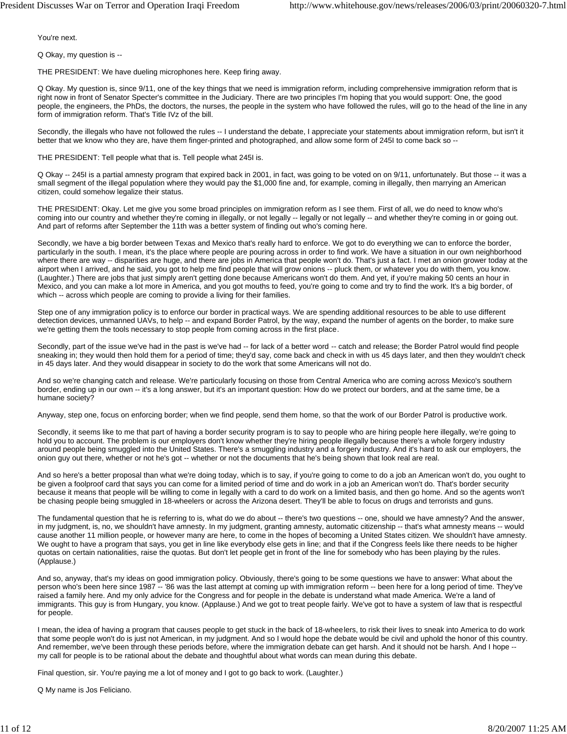You're next.

Q Okay, my question is --

THE PRESIDENT: We have dueling microphones here. Keep firing away.

Q Okay. My question is, since 9/11, one of the key things that we need is immigration reform, including comprehensive immigration reform that is right now in front of Senator Specter's committee in the Judiciary. There are two principles I'm hoping that you would support: One, the good people, the engineers, the PhDs, the doctors, the nurses, the people in the system who have followed the rules, will go to the head of the line in any form of immigration reform. That's Title IVz of the bill.

Secondly, the illegals who have not followed the rules -- I understand the debate, I appreciate your statements about immigration reform, but isn't it better that we know who they are, have them finger-printed and photographed, and allow some form of 245I to come back so --

THE PRESIDENT: Tell people what that is. Tell people what 245I is.

Q Okay -- 245I is a partial amnesty program that expired back in 2001, in fact, was going to be voted on on 9/11, unfortunately. But those -- it was a small segment of the illegal population where they would pay the $1,000 fine and, for example, coming in illegally, then marrying an American citizen, could somehow legalize their status.

THE PRESIDENT: Okay. Let me give you some broad principles on immigration reform as I see them. First of all, we do need to know who's coming into our country and whether they're coming in illegally, or not legally -- legally or not legally -- and whether they're coming in or going out. And part of reforms after September the 11th was a better system of finding out who's coming here.

Secondly, we have a big border between Texas and Mexico that's really hard to enforce. We got to do everything we can to enforce the border, particularly in the south. I mean, it's the place where people are pouring across in order to find work. We have a situation in our own neighborhood where there are way -- disparities are huge, and there are jobs in America that people won't do. That's just a fact. I met an onion grower today at the airport when I arrived, and he said, you got to help me find people that will grow onions -- pluck them, or whatever you do with them, you know. (Laughter.) There are jobs that just simply aren't getting done because Americans won't do them. And yet, if you're making 50 cents an hour in Mexico, and you can make a lot more in America, and you got mouths to feed, you're going to come and try to find the work. It's a big border, of which -- across which people are coming to provide a living for their families.

Step one of any immigration policy is to enforce our border in practical ways. We are spending additional resources to be able to use different detection devices, unmanned UAVs, to help -- and expand Border Patrol, by the way, expand the number of agents on the border, to make sure we're getting them the tools necessary to stop people from coming across in the first place.

Secondly, part of the issue we've had in the past is we've had -- for lack of a better word -- catch and release; the Border Patrol would find people sneaking in; they would then hold them for a period of time; they'd say, come back and check in with us 45 days later, and then they wouldn't check in 45 days later. And they would disappear in society to do the work that some Americans will not do.

And so we're changing catch and release. We're particularly focusing on those from Central America who are coming across Mexico's southern border, ending up in our own -- it's a long answer, but it's an important question: How do we protect our borders, and at the same time, be a humane society?

Anyway, step one, focus on enforcing border; when we find people, send them home, so that the work of our Border Patrol is productive work.

Secondly, it seems like to me that part of having a border security program is to say to people who are hiring people here illegally, we're going to hold you to account. The problem is our employers don't know whether they're hiring people illegally because there's a whole forgery industry around people being smuggled into the United States. There's a smuggling industry and a forgery industry. And it's hard to ask our employers, the onion guy out there, whether or not he's got -- whether or not the documents that he's being shown that look real are real.

And so here's a better proposal than what we're doing today, which is to say, if you're going to come to do a job an American won't do, you ought to be given a foolproof card that says you can come for a limited period of time and do work in a job an American won't do. That's border security because it means that people will be willing to come in legally with a card to do work on a limited basis, and then go home. And so the agents won't be chasing people being smuggled in 18-wheelers or across the Arizona desert. They'll be able to focus on drugs and terrorists and guns.

The fundamental question that he is referring to is, what do we do about -- there's two questions -- one, should we have amnesty? And the answer, in my judgment, is, no, we shouldn't have amnesty. In my judgment, granting amnesty, automatic citizenship -- that's what amnesty means -- would cause another 11 million people, or however many are here, to come in the hopes of becoming a United States citizen. We shouldn't have amnesty. We ought to have a program that says, you get in line like everybody else gets in line; and that if the Congress feels like there needs to be higher quotas on certain nationalities, raise the quotas. But don't let people get in front of the line for somebody who has been playing by the rules. (Applause.)

And so, anyway, that's my ideas on good immigration policy. Obviously, there's going to be some questions we have to answer: What about the person who's been here since 1987 -- '86 was the last attempt at coming up with immigration reform -- been here for a long period of time. They've raised a family here. And my only advice for the Congress and for people in the debate is understand what made America. We're a land of immigrants. This guy is from Hungary, you know. (Applause.) And we got to treat people fairly. We've got to have a system of law that is respectful for people.

I mean, the idea of having a program that causes people to get stuck in the back of 18-wheelers, to risk their lives to sneak into America to do work that some people won't do is just not American, in my judgment. And so I would hope the debate would be civil and uphold the honor of this country. And remember, we've been through these periods before, where the immigration debate can get harsh. And it should not be harsh. And I hope -- my call for people is to be rational about the debate and thoughtful about what words can mean during this debate.

Final question, sir. You're paying me a lot of money and I got to go back to work. (Laughter.)

Q My name is Jos Feliciano.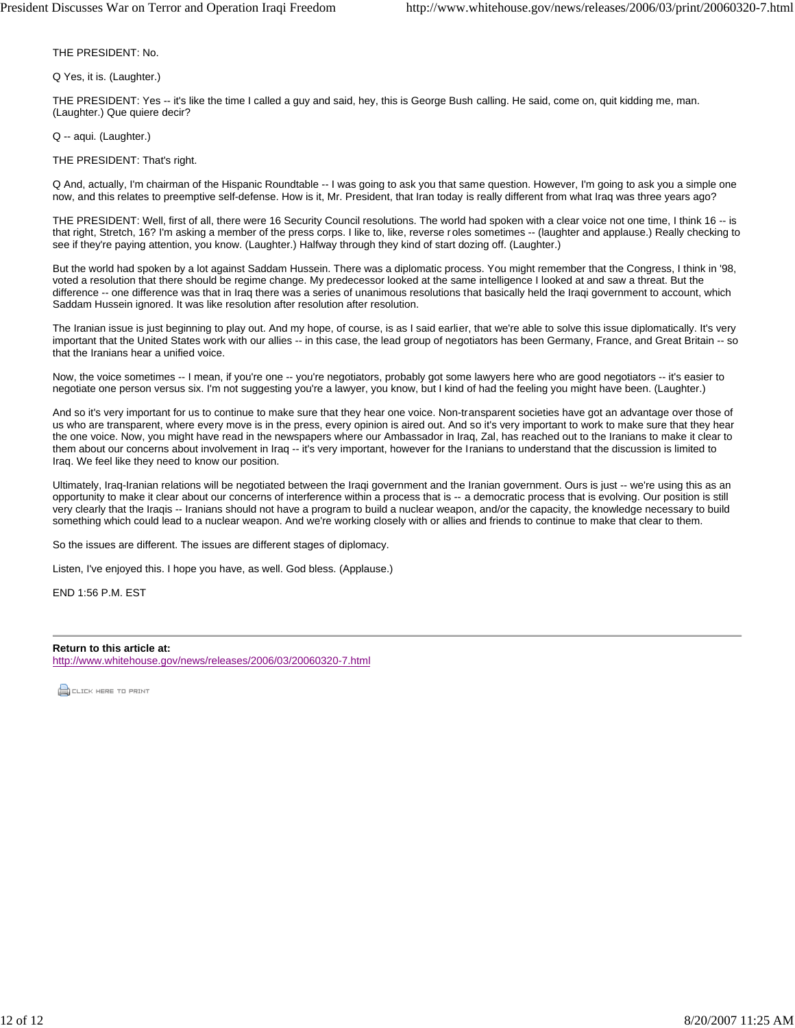THE PRESIDENT: No.

Q Yes, it is. (Laughter.)

THE PRESIDENT: Yes -- it's like the time I called a guy and said, hey, this is George Bush calling. He said, come on, quit kidding me, man. (Laughter.) Que quiere decir?

Q -- aqui. (Laughter.)

THE PRESIDENT: That's right.

Q And, actually, I'm chairman of the Hispanic Roundtable -- I was going to ask you that same question. However, I'm going to ask you a simple one now, and this relates to preemptive self-defense. How is it, Mr. President, that Iran today is really different from what Iraq was three years ago?

THE PRESIDENT: Well, first of all, there were 16 Security Council resolutions. The world had spoken with a clear voice not one time, I think 16 -- is that right, Stretch, 16? I'm asking a member of the press corps. I like to, like, reverse roles sometimes -- (laughter and applause.) Really checking to see if they're paying attention, you know. (Laughter.) Halfway through they kind of start dozing off. (Laughter.)

But the world had spoken by a lot against Saddam Hussein. There was a diplomatic process. You might remember that the Congress, I think in '98, voted a resolution that there should be regime change. My predecessor looked at the same intelligence I looked at and saw a threat. But the difference -- one difference was that in Iraq there was a series of unanimous resolutions that basically held the Iraqi government to account, which Saddam Hussein ignored. It was like resolution after resolution after resolution.

The Iranian issue is just beginning to play out. And my hope, of course, is as I said earlier, that we're able to solve this issue diplomatically. It's very important that the United States work with our allies -- in this case, the lead group of negotiators has been Germany, France, and Great Britain -- so that the Iranians hear a unified voice.

Now, the voice sometimes -- I mean, if you're one -- you're negotiators, probably got some lawyers here who are good negotiators -- it's easier to negotiate one person versus six. I'm not suggesting you're a lawyer, you know, but I kind of had the feeling you might have been. (Laughter.)

And so it's very important for us to continue to make sure that they hear one voice. Non-transparent societies have got an advantage over those of us who are transparent, where every move is in the press, every opinion is aired out. And so it's very important to work to make sure that they hear the one voice. Now, you might have read in the newspapers where our Ambassador in Iraq, Zal, has reached out to the Iranians to make it clear to them about our concerns about involvement in Iraq -- it's very important, however for the Iranians to understand that the discussion is limited to Iraq. We feel like they need to know our position.

Ultimately, Iraq-Iranian relations will be negotiated between the Iraqi government and the Iranian government. Ours is just -- we're using this as an opportunity to make it clear about our concerns of interference within a process that is -- a democratic process that is evolving. Our position is still very clearly that the Iraqis -- Iranians should not have a program to build a nuclear weapon, and/or the capacity, the knowledge necessary to build something which could lead to a nuclear weapon. And we're working closely with or allies and friends to continue to make that clear to them.

So the issues are different. The issues are different stages of diplomacy.

Listen, I've enjoyed this. I hope you have, as well. God bless. (Applause.)

END 1:56 P.M. EST

---

**Return to this article at:**
http://www.whitehouse.gov/news/releases/2006/03/20060320-7.html

CLICK HERE TO PRINT